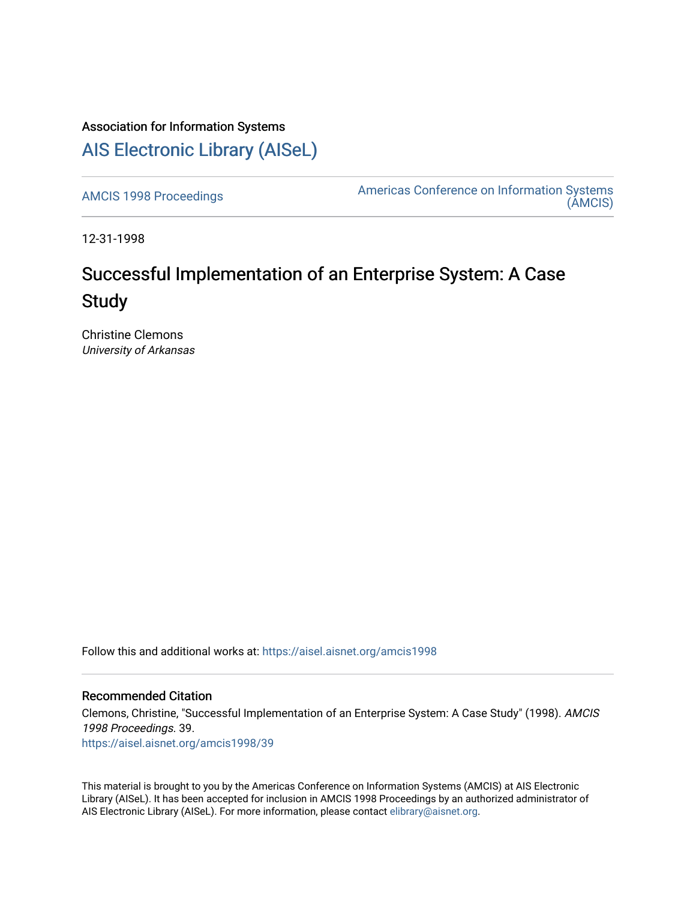Association for Information Systems

# AIS Electronic Library (AISeL)

AMCIS 1998 Proceedings

Americas Conference on Information Systems (AMCIS)

12-31-1998

# Successful Implementation of an Enterprise System: A Case Study

Christine Clemons
*University of Arkansas*

Follow this and additional works at: https://aisel.aisnet.org/amcis1998

## Recommended Citation

Clemons, Christine, "Successful Implementation of an Enterprise System: A Case Study" (1998). *AMCIS 1998 Proceedings*. 39.
https://aisel.aisnet.org/amcis1998/39

This material is brought to you by the Americas Conference on Information Systems (AMCIS) at AIS Electronic Library (AISeL). It has been accepted for inclusion in AMCIS 1998 Proceedings by an authorized administrator of AIS Electronic Library (AISeL). For more information, please contact elibrary@aisnet.org.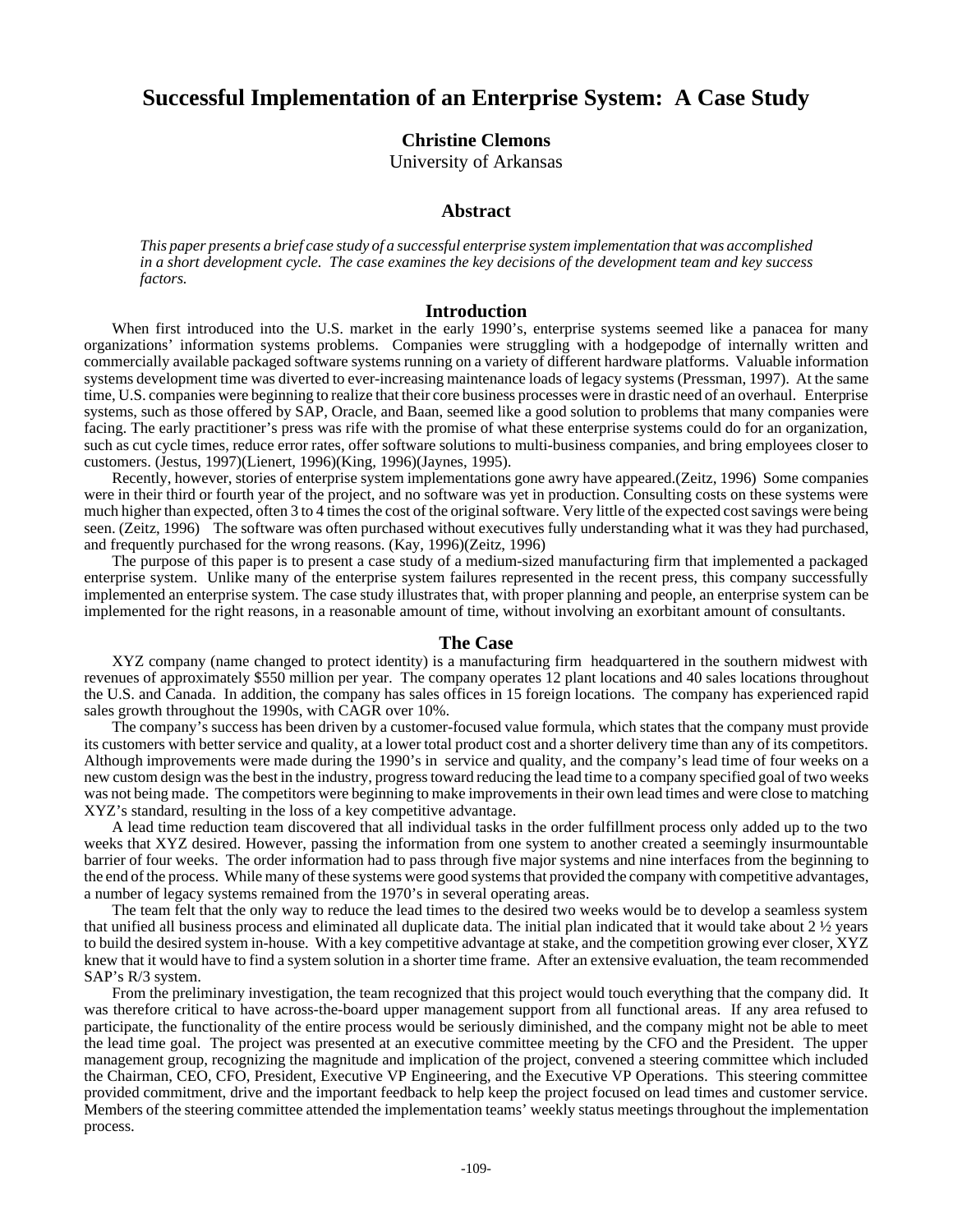# Successful Implementation of an Enterprise System: A Case Study

**Christine Clemons**
University of Arkansas

## Abstract

*This paper presents a brief case study of a successful enterprise system implementation that was accomplished in a short development cycle. The case examines the key decisions of the development team and key success factors.*

## Introduction

When first introduced into the U.S. market in the early 1990's, enterprise systems seemed like a panacea for many organizations' information systems problems. Companies were struggling with a hodgepodge of internally written and commercially available packaged software systems running on a variety of different hardware platforms. Valuable information systems development time was diverted to ever-increasing maintenance loads of legacy systems (Pressman, 1997). At the same time, U.S. companies were beginning to realize that their core business processes were in drastic need of an overhaul. Enterprise systems, such as those offered by SAP, Oracle, and Baan, seemed like a good solution to problems that many companies were facing. The early practitioner's press was rife with the promise of what these enterprise systems could do for an organization, such as cut cycle times, reduce error rates, offer software solutions to multi-business companies, and bring employees closer to customers. (Jestus, 1997)(Lienert, 1996)(King, 1996)(Jaynes, 1995).

Recently, however, stories of enterprise system implementations gone awry have appeared.(Zeitz, 1996) Some companies were in their third or fourth year of the project, and no software was yet in production. Consulting costs on these systems were much higher than expected, often 3 to 4 times the cost of the original software. Very little of the expected cost savings were being seen. (Zeitz, 1996) The software was often purchased without executives fully understanding what it was they had purchased, and frequently purchased for the wrong reasons. (Kay, 1996)(Zeitz, 1996)

The purpose of this paper is to present a case study of a medium-sized manufacturing firm that implemented a packaged enterprise system. Unlike many of the enterprise system failures represented in the recent press, this company successfully implemented an enterprise system. The case study illustrates that, with proper planning and people, an enterprise system can be implemented for the right reasons, in a reasonable amount of time, without involving an exorbitant amount of consultants.

## The Case

XYZ company (name changed to protect identity) is a manufacturing firm headquartered in the southern midwest with revenues of approximately $550 million per year. The company operates 12 plant locations and 40 sales locations throughout the U.S. and Canada. In addition, the company has sales offices in 15 foreign locations. The company has experienced rapid sales growth throughout the 1990s, with CAGR over 10%.

The company's success has been driven by a customer-focused value formula, which states that the company must provide its customers with better service and quality, at a lower total product cost and a shorter delivery time than any of its competitors. Although improvements were made during the 1990's in service and quality, and the company's lead time of four weeks on a new custom design was the best in the industry, progress toward reducing the lead time to a company specified goal of two weeks was not being made. The competitors were beginning to make improvements in their own lead times and were close to matching XYZ's standard, resulting in the loss of a key competitive advantage.

A lead time reduction team discovered that all individual tasks in the order fulfillment process only added up to the two weeks that XYZ desired. However, passing the information from one system to another created a seemingly insurmountable barrier of four weeks. The order information had to pass through five major systems and nine interfaces from the beginning to the end of the process. While many of these systems were good systems that provided the company with competitive advantages, a number of legacy systems remained from the 1970's in several operating areas.

The team felt that the only way to reduce the lead times to the desired two weeks would be to develop a seamless system that unified all business process and eliminated all duplicate data. The initial plan indicated that it would take about 2 ½ years to build the desired system in-house. With a key competitive advantage at stake, and the competition growing ever closer, XYZ knew that it would have to find a system solution in a shorter time frame. After an extensive evaluation, the team recommended SAP's R/3 system.

From the preliminary investigation, the team recognized that this project would touch everything that the company did. It was therefore critical to have across-the-board upper management support from all functional areas. If any area refused to participate, the functionality of the entire process would be seriously diminished, and the company might not be able to meet the lead time goal. The project was presented at an executive committee meeting by the CFO and the President. The upper management group, recognizing the magnitude and implication of the project, convened a steering committee which included the Chairman, CEO, CFO, President, Executive VP Engineering, and the Executive VP Operations. This steering committee provided commitment, drive and the important feedback to help keep the project focused on lead times and customer service. Members of the steering committee attended the implementation teams' weekly status meetings throughout the implementation process.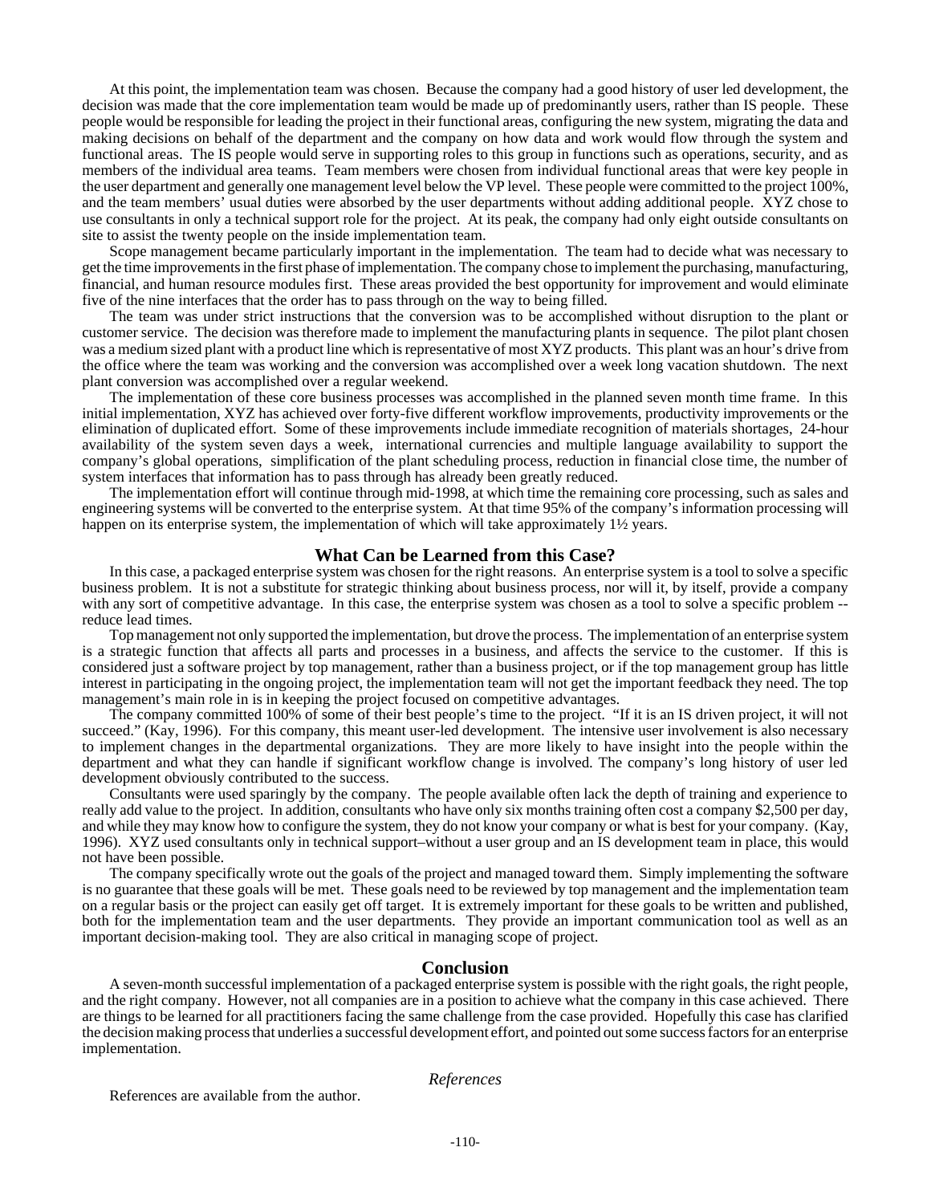At this point, the implementation team was chosen. Because the company had a good history of user led development, the decision was made that the core implementation team would be made up of predominantly users, rather than IS people. These people would be responsible for leading the project in their functional areas, configuring the new system, migrating the data and making decisions on behalf of the department and the company on how data and work would flow through the system and functional areas. The IS people would serve in supporting roles to this group in functions such as operations, security, and as members of the individual area teams. Team members were chosen from individual functional areas that were key people in the user department and generally one management level below the VP level. These people were committed to the project 100%, and the team members' usual duties were absorbed by the user departments without adding additional people. XYZ chose to use consultants in only a technical support role for the project. At its peak, the company had only eight outside consultants on site to assist the twenty people on the inside implementation team.

Scope management became particularly important in the implementation. The team had to decide what was necessary to get the time improvements in the first phase of implementation. The company chose to implement the purchasing, manufacturing, financial, and human resource modules first. These areas provided the best opportunity for improvement and would eliminate five of the nine interfaces that the order has to pass through on the way to being filled.

The team was under strict instructions that the conversion was to be accomplished without disruption to the plant or customer service. The decision was therefore made to implement the manufacturing plants in sequence. The pilot plant chosen was a medium sized plant with a product line which is representative of most XYZ products. This plant was an hour's drive from the office where the team was working and the conversion was accomplished over a week long vacation shutdown. The next plant conversion was accomplished over a regular weekend.

The implementation of these core business processes was accomplished in the planned seven month time frame. In this initial implementation, XYZ has achieved over forty-five different workflow improvements, productivity improvements or the elimination of duplicated effort. Some of these improvements include immediate recognition of materials shortages, 24-hour availability of the system seven days a week, international currencies and multiple language availability to support the company's global operations, simplification of the plant scheduling process, reduction in financial close time, the number of system interfaces that information has to pass through has already been greatly reduced.

The implementation effort will continue through mid-1998, at which time the remaining core processing, such as sales and engineering systems will be converted to the enterprise system. At that time 95% of the company's information processing will happen on its enterprise system, the implementation of which will take approximately 1½ years.

## What Can be Learned from this Case?

In this case, a packaged enterprise system was chosen for the right reasons. An enterprise system is a tool to solve a specific business problem. It is not a substitute for strategic thinking about business process, nor will it, by itself, provide a company with any sort of competitive advantage. In this case, the enterprise system was chosen as a tool to solve a specific problem -- reduce lead times.

Top management not only supported the implementation, but drove the process. The implementation of an enterprise system is a strategic function that affects all parts and processes in a business, and affects the service to the customer. If this is considered just a software project by top management, rather than a business project, or if the top management group has little interest in participating in the ongoing project, the implementation team will not get the important feedback they need. The top management's main role in is in keeping the project focused on competitive advantages.

The company committed 100% of some of their best people's time to the project. "If it is an IS driven project, it will not succeed." (Kay, 1996). For this company, this meant user-led development. The intensive user involvement is also necessary to implement changes in the departmental organizations. They are more likely to have insight into the people within the department and what they can handle if significant workflow change is involved. The company's long history of user led development obviously contributed to the success.

Consultants were used sparingly by the company. The people available often lack the depth of training and experience to really add value to the project. In addition, consultants who have only six months training often cost a company $2,500 per day, and while they may know how to configure the system, they do not know your company or what is best for your company. (Kay, 1996). XYZ used consultants only in technical support–without a user group and an IS development team in place, this would not have been possible.

The company specifically wrote out the goals of the project and managed toward them. Simply implementing the software is no guarantee that these goals will be met. These goals need to be reviewed by top management and the implementation team on a regular basis or the project can easily get off target. It is extremely important for these goals to be written and published, both for the implementation team and the user departments. They provide an important communication tool as well as an important decision-making tool. They are also critical in managing scope of project.

## Conclusion

A seven-month successful implementation of a packaged enterprise system is possible with the right goals, the right people, and the right company. However, not all companies are in a position to achieve what the company in this case achieved. There are things to be learned for all practitioners facing the same challenge from the case provided. Hopefully this case has clarified the decision making process that underlies a successful development effort, and pointed out some success factors for an enterprise implementation.

*References*

References are available from the author.